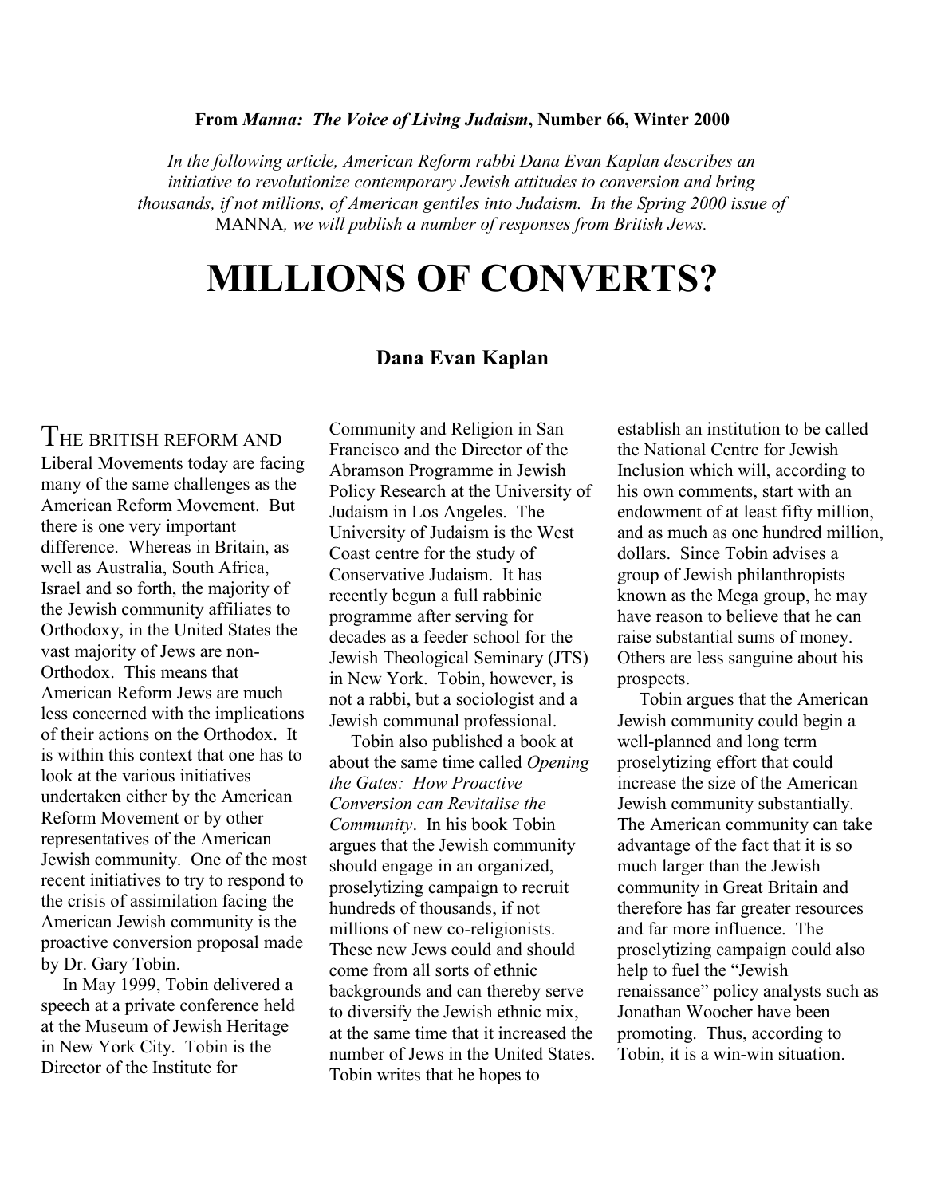**From *Manna: The Voice of Living Judaism*, Number 66, Winter 2000**

*In the following article, American Reform rabbi Dana Evan Kaplan describes an initiative to revolutionize contemporary Jewish attitudes to conversion and bring thousands, if not millions, of American gentiles into Judaism. In the Spring 2000 issue of* MANNA*, we will publish a number of responses from British Jews.*

# MILLIONS OF CONVERTS?

**Dana Evan Kaplan**

THE BRITISH REFORM AND Liberal Movements today are facing many of the same challenges as the American Reform Movement. But there is one very important difference. Whereas in Britain, as well as Australia, South Africa, Israel and so forth, the majority of the Jewish community affiliates to Orthodoxy, in the United States the vast majority of Jews are non-Orthodox. This means that American Reform Jews are much less concerned with the implications of their actions on the Orthodox. It is within this context that one has to look at the various initiatives undertaken either by the American Reform Movement or by other representatives of the American Jewish community. One of the most recent initiatives to try to respond to the crisis of assimilation facing the American Jewish community is the proactive conversion proposal made by Dr. Gary Tobin.

In May 1999, Tobin delivered a speech at a private conference held at the Museum of Jewish Heritage in New York City. Tobin is the Director of the Institute for Community and Religion in San Francisco and the Director of the Abramson Programme in Jewish Policy Research at the University of Judaism in Los Angeles. The University of Judaism is the West Coast centre for the study of Conservative Judaism. It has recently begun a full rabbinic programme after serving for decades as a feeder school for the Jewish Theological Seminary (JTS) in New York. Tobin, however, is not a rabbi, but a sociologist and a Jewish communal professional.

Tobin also published a book at about the same time called *Opening the Gates: How Proactive Conversion can Revitalise the Community*. In his book Tobin argues that the Jewish community should engage in an organized, proselytizing campaign to recruit hundreds of thousands, if not millions of new co-religionists. These new Jews could and should come from all sorts of ethnic backgrounds and can thereby serve to diversify the Jewish ethnic mix, at the same time that it increased the number of Jews in the United States. Tobin writes that he hopes to establish an institution to be called the National Centre for Jewish Inclusion which will, according to his own comments, start with an endowment of at least fifty million, and as much as one hundred million, dollars. Since Tobin advises a group of Jewish philanthropists known as the Mega group, he may have reason to believe that he can raise substantial sums of money. Others are less sanguine about his prospects.

Tobin argues that the American Jewish community could begin a well-planned and long term proselytizing effort that could increase the size of the American Jewish community substantially. The American community can take advantage of the fact that it is so much larger than the Jewish community in Great Britain and therefore has far greater resources and far more influence. The proselytizing campaign could also help to fuel the "Jewish renaissance" policy analysts such as Jonathan Woocher have been promoting. Thus, according to Tobin, it is a win-win situation.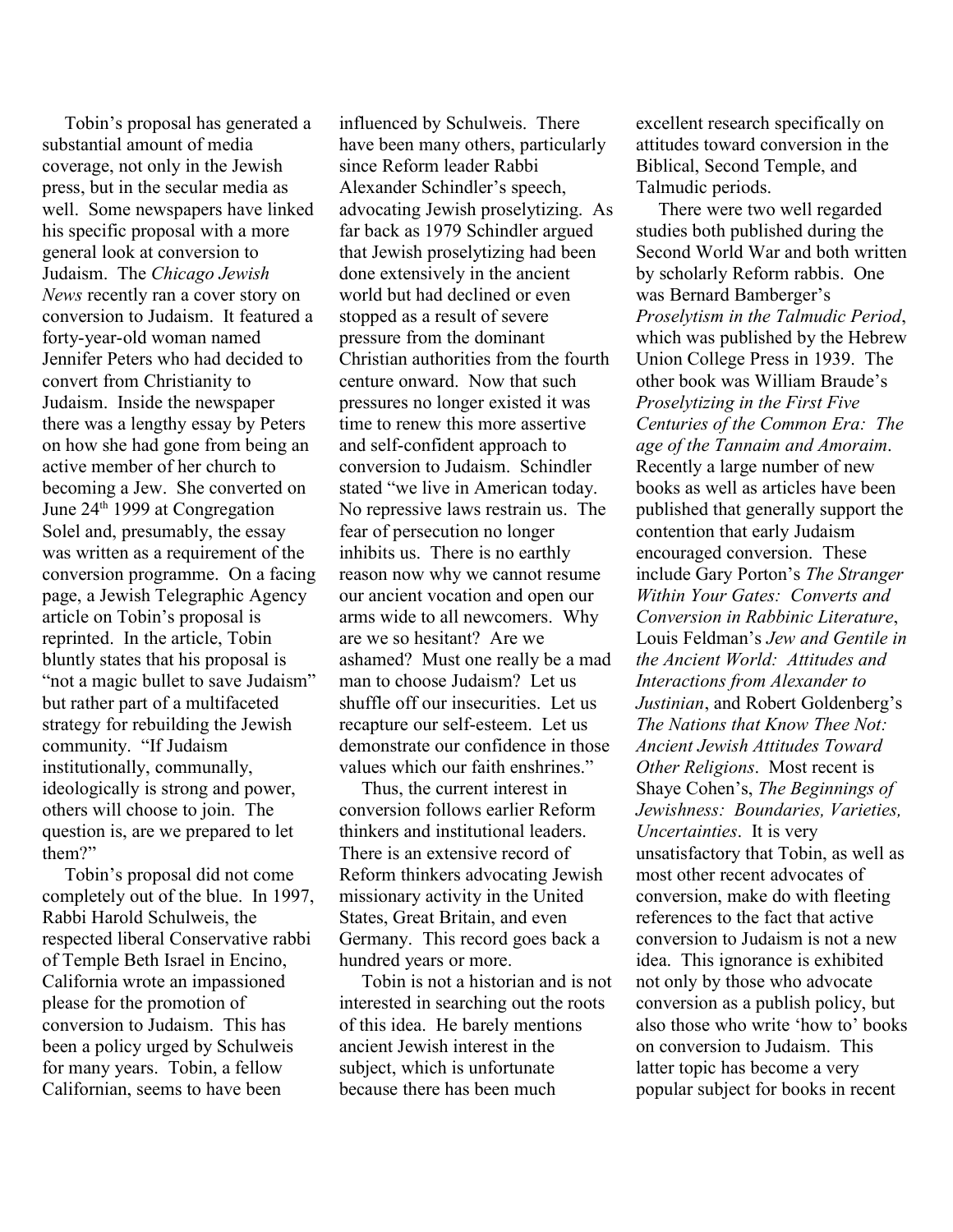Tobin's proposal has generated a substantial amount of media coverage, not only in the Jewish press, but in the secular media as well. Some newspapers have linked his specific proposal with a more general look at conversion to Judaism. The *Chicago Jewish News* recently ran a cover story on conversion to Judaism. It featured a forty-year-old woman named Jennifer Peters who had decided to convert from Christianity to Judaism. Inside the newspaper there was a lengthy essay by Peters on how she had gone from being an active member of her church to becoming a Jew. She converted on June 24th 1999 at Congregation Solel and, presumably, the essay was written as a requirement of the conversion programme. On a facing page, a Jewish Telegraphic Agency article on Tobin's proposal is reprinted. In the article, Tobin bluntly states that his proposal is "not a magic bullet to save Judaism" but rather part of a multifaceted strategy for rebuilding the Jewish community. "If Judaism institutionally, communally, ideologically is strong and power, others will choose to join. The question is, are we prepared to let them?"

Tobin's proposal did not come completely out of the blue. In 1997, Rabbi Harold Schulweis, the respected liberal Conservative rabbi of Temple Beth Israel in Encino, California wrote an impassioned please for the promotion of conversion to Judaism. This has been a policy urged by Schulweis for many years. Tobin, a fellow Californian, seems to have been influenced by Schulweis. There have been many others, particularly since Reform leader Rabbi Alexander Schindler's speech, advocating Jewish proselytizing. As far back as 1979 Schindler argued that Jewish proselytizing had been done extensively in the ancient world but had declined or even stopped as a result of severe pressure from the dominant Christian authorities from the fourth centure onward. Now that such pressures no longer existed it was time to renew this more assertive and self-confident approach to conversion to Judaism. Schindler stated "we live in American today. No repressive laws restrain us. The fear of persecution no longer inhibits us. There is no earthly reason now why we cannot resume our ancient vocation and open our arms wide to all newcomers. Why are we so hesitant? Are we ashamed? Must one really be a mad man to choose Judaism? Let us shuffle off our insecurities. Let us recapture our self-esteem. Let us demonstrate our confidence in those values which our faith enshrines."

Thus, the current interest in conversion follows earlier Reform thinkers and institutional leaders. There is an extensive record of Reform thinkers advocating Jewish missionary activity in the United States, Great Britain, and even Germany. This record goes back a hundred years or more.

Tobin is not a historian and is not interested in searching out the roots of this idea. He barely mentions ancient Jewish interest in the subject, which is unfortunate because there has been much excellent research specifically on attitudes toward conversion in the Biblical, Second Temple, and Talmudic periods.

There were two well regarded studies both published during the Second World War and both written by scholarly Reform rabbis. One was Bernard Bamberger's *Proselytism in the Talmudic Period*, which was published by the Hebrew Union College Press in 1939. The other book was William Braude's *Proselytizing in the First Five Centuries of the Common Era: The age of the Tannaim and Amoraim*. Recently a large number of new books as well as articles have been published that generally support the contention that early Judaism encouraged conversion. These include Gary Porton's *The Stranger Within Your Gates: Converts and Conversion in Rabbinic Literature*, Louis Feldman's *Jew and Gentile in the Ancient World: Attitudes and Interactions from Alexander to Justinian*, and Robert Goldenberg's *The Nations that Know Thee Not: Ancient Jewish Attitudes Toward Other Religions*. Most recent is Shaye Cohen's, *The Beginnings of Jewishness: Boundaries, Varieties, Uncertainties*. It is very unsatisfactory that Tobin, as well as most other recent advocates of conversion, make do with fleeting references to the fact that active conversion to Judaism is not a new idea. This ignorance is exhibited not only by those who advocate conversion as a publish policy, but also those who write 'how to' books on conversion to Judaism. This latter topic has become a very popular subject for books in recent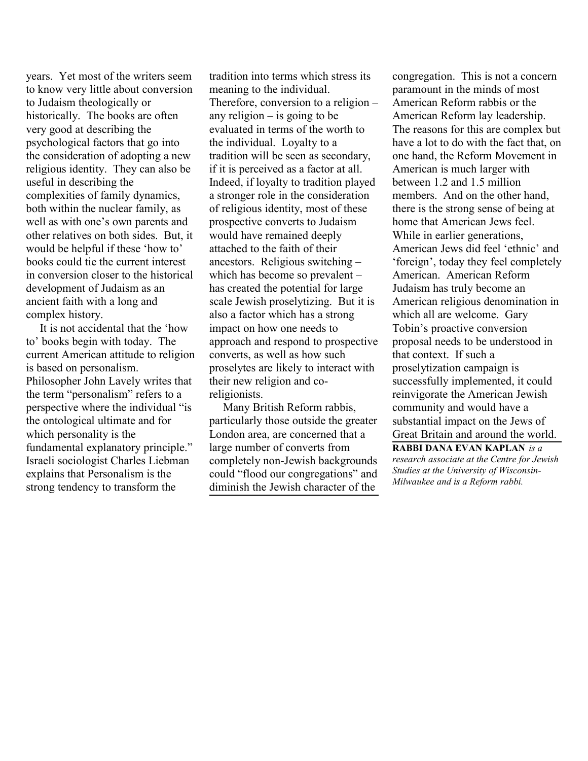years. Yet most of the writers seem to know very little about conversion to Judaism theologically or historically. The books are often very good at describing the psychological factors that go into the consideration of adopting a new religious identity. They can also be useful in describing the complexities of family dynamics, both within the nuclear family, as well as with one's own parents and other relatives on both sides. But, it would be helpful if these 'how to' books could tie the current interest in conversion closer to the historical development of Judaism as an ancient faith with a long and complex history.

It is not accidental that the 'how to' books begin with today. The current American attitude to religion is based on personalism. Philosopher John Lavely writes that the term "personalism" refers to a perspective where the individual "is the ontological ultimate and for which personality is the fundamental explanatory principle." Israeli sociologist Charles Liebman explains that Personalism is the strong tendency to transform the tradition into terms which stress its meaning to the individual. Therefore, conversion to a religion – any religion – is going to be evaluated in terms of the worth to the individual. Loyalty to a tradition will be seen as secondary, if it is perceived as a factor at all. Indeed, if loyalty to tradition played a stronger role in the consideration of religious identity, most of these prospective converts to Judaism would have remained deeply attached to the faith of their ancestors. Religious switching – which has become so prevalent – has created the potential for large scale Jewish proselytizing. But it is also a factor which has a strong impact on how one needs to approach and respond to prospective converts, as well as how such proselytes are likely to interact with their new religion and co-religionists.

Many British Reform rabbis, particularly those outside the greater London area, are concerned that a large number of converts from completely non-Jewish backgrounds could "flood our congregations" and diminish the Jewish character of the congregation. This is not a concern paramount in the minds of most American Reform rabbis or the American Reform lay leadership. The reasons for this are complex but have a lot to do with the fact that, on one hand, the Reform Movement in American is much larger with between 1.2 and 1.5 million members. And on the other hand, there is the strong sense of being at home that American Jews feel. While in earlier generations, American Jews did feel 'ethnic' and 'foreign', today they feel completely American. American Reform Judaism has truly become an American religious denomination in which all are welcome. Gary Tobin's proactive conversion proposal needs to be understood in that context. If such a proselytization campaign is successfully implemented, it could reinvigorate the American Jewish community and would have a substantial impact on the Jews of Great Britain and around the world.

**RABBI DANA EVAN KAPLAN** *is a research associate at the Centre for Jewish Studies at the University of Wisconsin-Milwaukee and is a Reform rabbi.*